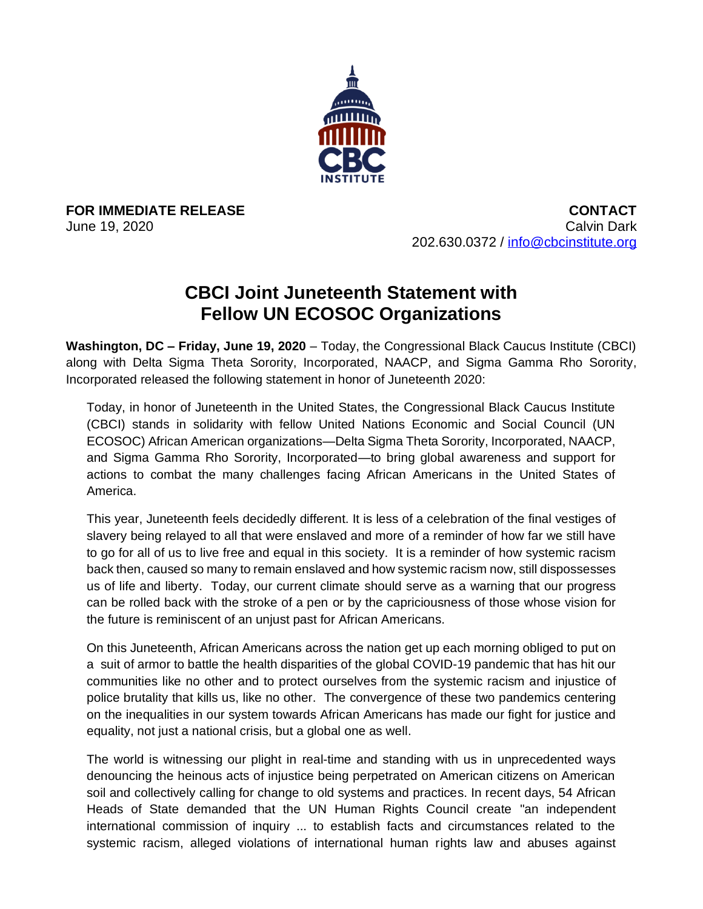**FOR IMMEDIATE RELEASE**
June 19, 2020

**CONTACT**
Calvin Dark
202.630.0372 / info@cbcinstitute.org

# CBCI Joint Juneteenth Statement with Fellow UN ECOSOC Organizations

**Washington, DC – Friday, June 19, 2020** – Today, the Congressional Black Caucus Institute (CBCI) along with Delta Sigma Theta Sorority, Incorporated, NAACP, and Sigma Gamma Rho Sorority, Incorporated released the following statement in honor of Juneteenth 2020:

> Today, in honor of Juneteenth in the United States, the Congressional Black Caucus Institute (CBCI) stands in solidarity with fellow United Nations Economic and Social Council (UN ECOSOC) African American organizations—Delta Sigma Theta Sorority, Incorporated, NAACP, and Sigma Gamma Rho Sorority, Incorporated—to bring global awareness and support for actions to combat the many challenges facing African Americans in the United States of America.
>
> This year, Juneteenth feels decidedly different. It is less of a celebration of the final vestiges of slavery being relayed to all that were enslaved and more of a reminder of how far we still have to go for all of us to live free and equal in this society. It is a reminder of how systemic racism back then, caused so many to remain enslaved and how systemic racism now, still dispossesses us of life and liberty. Today, our current climate should serve as a warning that our progress can be rolled back with the stroke of a pen or by the capriciousness of those whose vision for the future is reminiscent of an unjust past for African Americans.
>
> On this Juneteenth, African Americans across the nation get up each morning obliged to put on a suit of armor to battle the health disparities of the global COVID-19 pandemic that has hit our communities like no other and to protect ourselves from the systemic racism and injustice of police brutality that kills us, like no other. The convergence of these two pandemics centering on the inequalities in our system towards African Americans has made our fight for justice and equality, not just a national crisis, but a global one as well.
>
> The world is witnessing our plight in real-time and standing with us in unprecedented ways denouncing the heinous acts of injustice being perpetrated on American citizens on American soil and collectively calling for change to old systems and practices. In recent days, 54 African Heads of State demanded that the UN Human Rights Council create "an independent international commission of inquiry ... to establish facts and circumstances related to the systemic racism, alleged violations of international human rights law and abuses against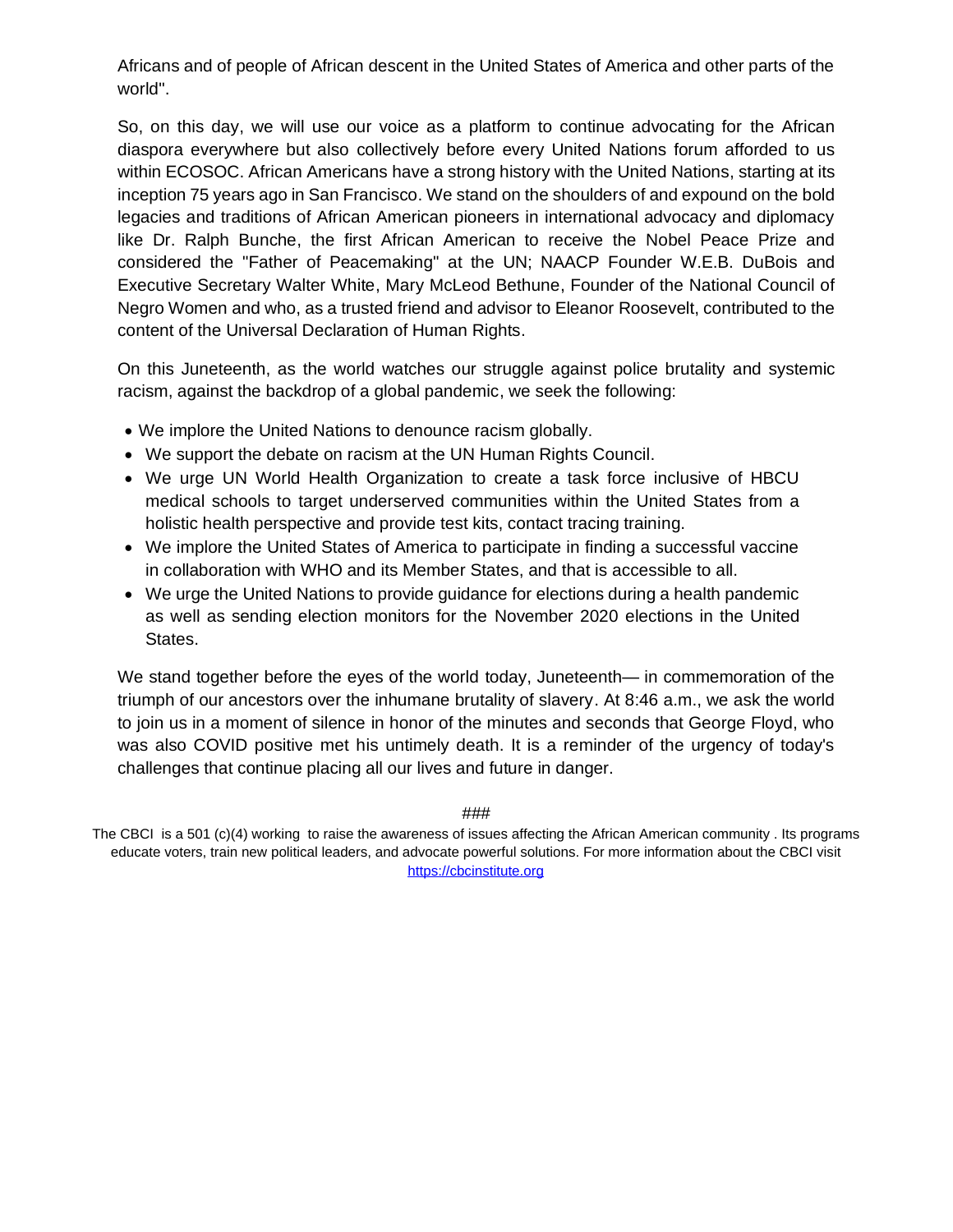Africans and of people of African descent in the United States of America and other parts of the world".

So, on this day, we will use our voice as a platform to continue advocating for the African diaspora everywhere but also collectively before every United Nations forum afforded to us within ECOSOC. African Americans have a strong history with the United Nations, starting at its inception 75 years ago in San Francisco. We stand on the shoulders of and expound on the bold legacies and traditions of African American pioneers in international advocacy and diplomacy like Dr. Ralph Bunche, the first African American to receive the Nobel Peace Prize and considered the "Father of Peacemaking" at the UN; NAACP Founder W.E.B. DuBois and Executive Secretary Walter White, Mary McLeod Bethune, Founder of the National Council of Negro Women and who, as a trusted friend and advisor to Eleanor Roosevelt, contributed to the content of the Universal Declaration of Human Rights.

On this Juneteenth, as the world watches our struggle against police brutality and systemic racism, against the backdrop of a global pandemic, we seek the following:

- We implore the United Nations to denounce racism globally.
- We support the debate on racism at the UN Human Rights Council.
- We urge UN World Health Organization to create a task force inclusive of HBCU medical schools to target underserved communities within the United States from a holistic health perspective and provide test kits, contact tracing training.
- We implore the United States of America to participate in finding a successful vaccine in collaboration with WHO and its Member States, and that is accessible to all.
- We urge the United Nations to provide guidance for elections during a health pandemic as well as sending election monitors for the November 2020 elections in the United States.

We stand together before the eyes of the world today, Juneteenth— in commemoration of the triumph of our ancestors over the inhumane brutality of slavery. At 8:46 a.m., we ask the world to join us in a moment of silence in honor of the minutes and seconds that George Floyd, who was also COVID positive met his untimely death. It is a reminder of the urgency of today's challenges that continue placing all our lives and future in danger.

###

The CBCI is a 501 (c)(4) working to raise the awareness of issues affecting the African American community . Its programs educate voters, train new political leaders, and advocate powerful solutions. For more information about the CBCI visit https://cbcinstitute.org